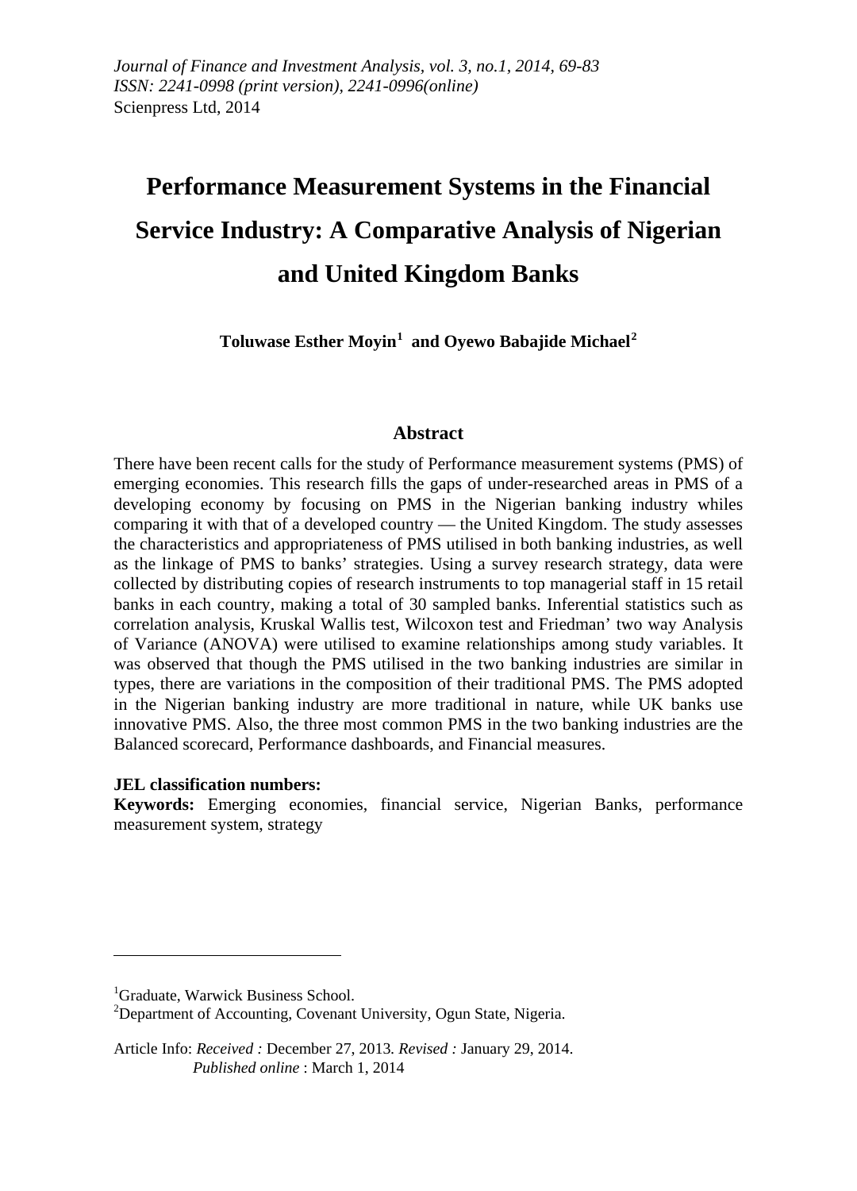*Journal of Finance and Investment Analysis, vol. 3, no.1, 2014, 69-83*
*ISSN: 2241-0998 (print version), 2241-0996(online)*
Scienpress Ltd, 2014

# Performance Measurement Systems in the Financial Service Industry: A Comparative Analysis of Nigerian and United Kingdom Banks

**Toluwase Esther Moyin[1] and Oyewo Babajide Michael[2]**

## Abstract

There have been recent calls for the study of Performance measurement systems (PMS) of emerging economies. This research fills the gaps of under-researched areas in PMS of a developing economy by focusing on PMS in the Nigerian banking industry whiles comparing it with that of a developed country — the United Kingdom. The study assesses the characteristics and appropriateness of PMS utilised in both banking industries, as well as the linkage of PMS to banks' strategies. Using a survey research strategy, data were collected by distributing copies of research instruments to top managerial staff in 15 retail banks in each country, making a total of 30 sampled banks. Inferential statistics such as correlation analysis, Kruskal Wallis test, Wilcoxon test and Friedman' two way Analysis of Variance (ANOVA) were utilised to examine relationships among study variables. It was observed that though the PMS utilised in the two banking industries are similar in types, there are variations in the composition of their traditional PMS. The PMS adopted in the Nigerian banking industry are more traditional in nature, while UK banks use innovative PMS. Also, the three most common PMS in the two banking industries are the Balanced scorecard, Performance dashboards, and Financial measures.

**JEL classification numbers:**
**Keywords:** Emerging economies, financial service, Nigerian Banks, performance measurement system, strategy

---

[1]Graduate, Warwick Business School.
[2]Department of Accounting, Covenant University, Ogun State, Nigeria.

Article Info: *Received :* December 27, 2013. *Revised :* January 29, 2014.
*Published online* : March 1, 2014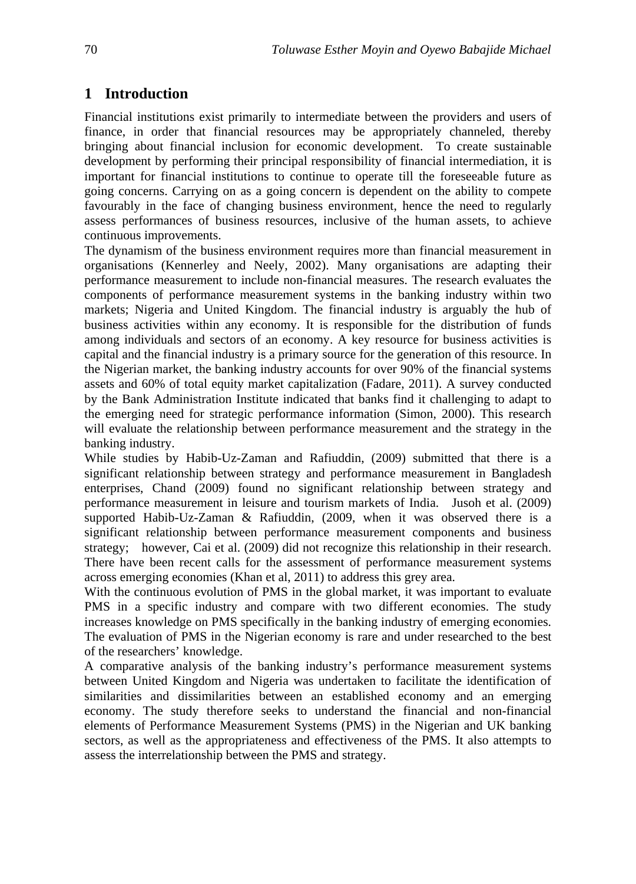## 1 Introduction

Financial institutions exist primarily to intermediate between the providers and users of finance, in order that financial resources may be appropriately channeled, thereby bringing about financial inclusion for economic development. To create sustainable development by performing their principal responsibility of financial intermediation, it is important for financial institutions to continue to operate till the foreseeable future as going concerns. Carrying on as a going concern is dependent on the ability to compete favourably in the face of changing business environment, hence the need to regularly assess performances of business resources, inclusive of the human assets, to achieve continuous improvements.

The dynamism of the business environment requires more than financial measurement in organisations (Kennerley and Neely, 2002). Many organisations are adapting their performance measurement to include non-financial measures. The research evaluates the components of performance measurement systems in the banking industry within two markets; Nigeria and United Kingdom. The financial industry is arguably the hub of business activities within any economy. It is responsible for the distribution of funds among individuals and sectors of an economy. A key resource for business activities is capital and the financial industry is a primary source for the generation of this resource. In the Nigerian market, the banking industry accounts for over 90% of the financial systems assets and 60% of total equity market capitalization (Fadare, 2011). A survey conducted by the Bank Administration Institute indicated that banks find it challenging to adapt to the emerging need for strategic performance information (Simon, 2000). This research will evaluate the relationship between performance measurement and the strategy in the banking industry.

While studies by Habib-Uz-Zaman and Rafiuddin, (2009) submitted that there is a significant relationship between strategy and performance measurement in Bangladesh enterprises, Chand (2009) found no significant relationship between strategy and performance measurement in leisure and tourism markets of India. Jusoh et al. (2009) supported Habib-Uz-Zaman & Rafiuddin, (2009, when it was observed there is a significant relationship between performance measurement components and business strategy; however, Cai et al. (2009) did not recognize this relationship in their research. There have been recent calls for the assessment of performance measurement systems across emerging economies (Khan et al, 2011) to address this grey area.

With the continuous evolution of PMS in the global market, it was important to evaluate PMS in a specific industry and compare with two different economies. The study increases knowledge on PMS specifically in the banking industry of emerging economies. The evaluation of PMS in the Nigerian economy is rare and under researched to the best of the researchers' knowledge.

A comparative analysis of the banking industry's performance measurement systems between United Kingdom and Nigeria was undertaken to facilitate the identification of similarities and dissimilarities between an established economy and an emerging economy. The study therefore seeks to understand the financial and non-financial elements of Performance Measurement Systems (PMS) in the Nigerian and UK banking sectors, as well as the appropriateness and effectiveness of the PMS. It also attempts to assess the interrelationship between the PMS and strategy.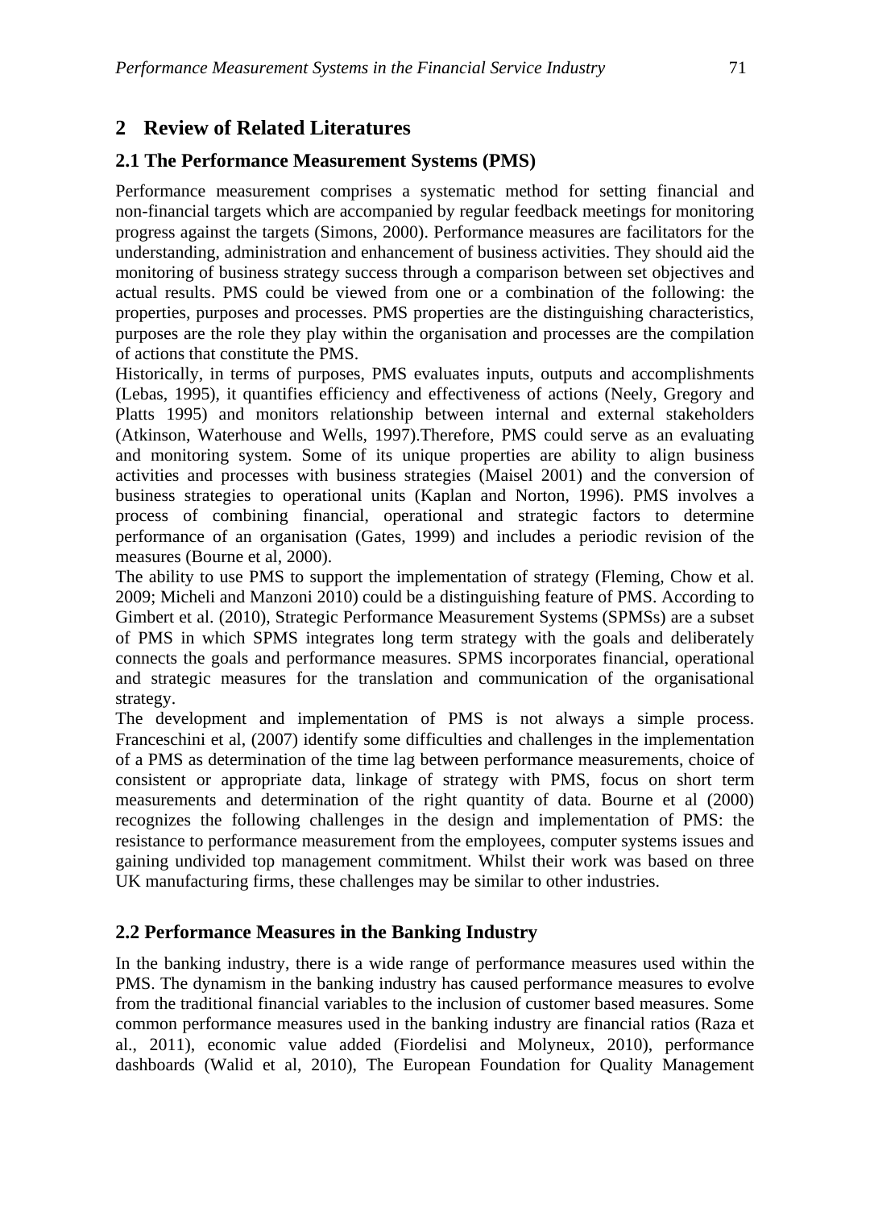## 2 Review of Related Literatures

### 2.1 The Performance Measurement Systems (PMS)

Performance measurement comprises a systematic method for setting financial and non-financial targets which are accompanied by regular feedback meetings for monitoring progress against the targets (Simons, 2000). Performance measures are facilitators for the understanding, administration and enhancement of business activities. They should aid the monitoring of business strategy success through a comparison between set objectives and actual results. PMS could be viewed from one or a combination of the following: the properties, purposes and processes. PMS properties are the distinguishing characteristics, purposes are the role they play within the organisation and processes are the compilation of actions that constitute the PMS.

Historically, in terms of purposes, PMS evaluates inputs, outputs and accomplishments (Lebas, 1995), it quantifies efficiency and effectiveness of actions (Neely, Gregory and Platts 1995) and monitors relationship between internal and external stakeholders (Atkinson, Waterhouse and Wells, 1997).Therefore, PMS could serve as an evaluating and monitoring system. Some of its unique properties are ability to align business activities and processes with business strategies (Maisel 2001) and the conversion of business strategies to operational units (Kaplan and Norton, 1996). PMS involves a process of combining financial, operational and strategic factors to determine performance of an organisation (Gates, 1999) and includes a periodic revision of the measures (Bourne et al, 2000).

The ability to use PMS to support the implementation of strategy (Fleming, Chow et al. 2009; Micheli and Manzoni 2010) could be a distinguishing feature of PMS. According to Gimbert et al. (2010), Strategic Performance Measurement Systems (SPMSs) are a subset of PMS in which SPMS integrates long term strategy with the goals and deliberately connects the goals and performance measures. SPMS incorporates financial, operational and strategic measures for the translation and communication of the organisational strategy.

The development and implementation of PMS is not always a simple process. Franceschini et al, (2007) identify some difficulties and challenges in the implementation of a PMS as determination of the time lag between performance measurements, choice of consistent or appropriate data, linkage of strategy with PMS, focus on short term measurements and determination of the right quantity of data. Bourne et al (2000) recognizes the following challenges in the design and implementation of PMS: the resistance to performance measurement from the employees, computer systems issues and gaining undivided top management commitment. Whilst their work was based on three UK manufacturing firms, these challenges may be similar to other industries.

### 2.2 Performance Measures in the Banking Industry

In the banking industry, there is a wide range of performance measures used within the PMS. The dynamism in the banking industry has caused performance measures to evolve from the traditional financial variables to the inclusion of customer based measures. Some common performance measures used in the banking industry are financial ratios (Raza et al., 2011), economic value added (Fiordelisi and Molyneux, 2010), performance dashboards (Walid et al, 2010), The European Foundation for Quality Management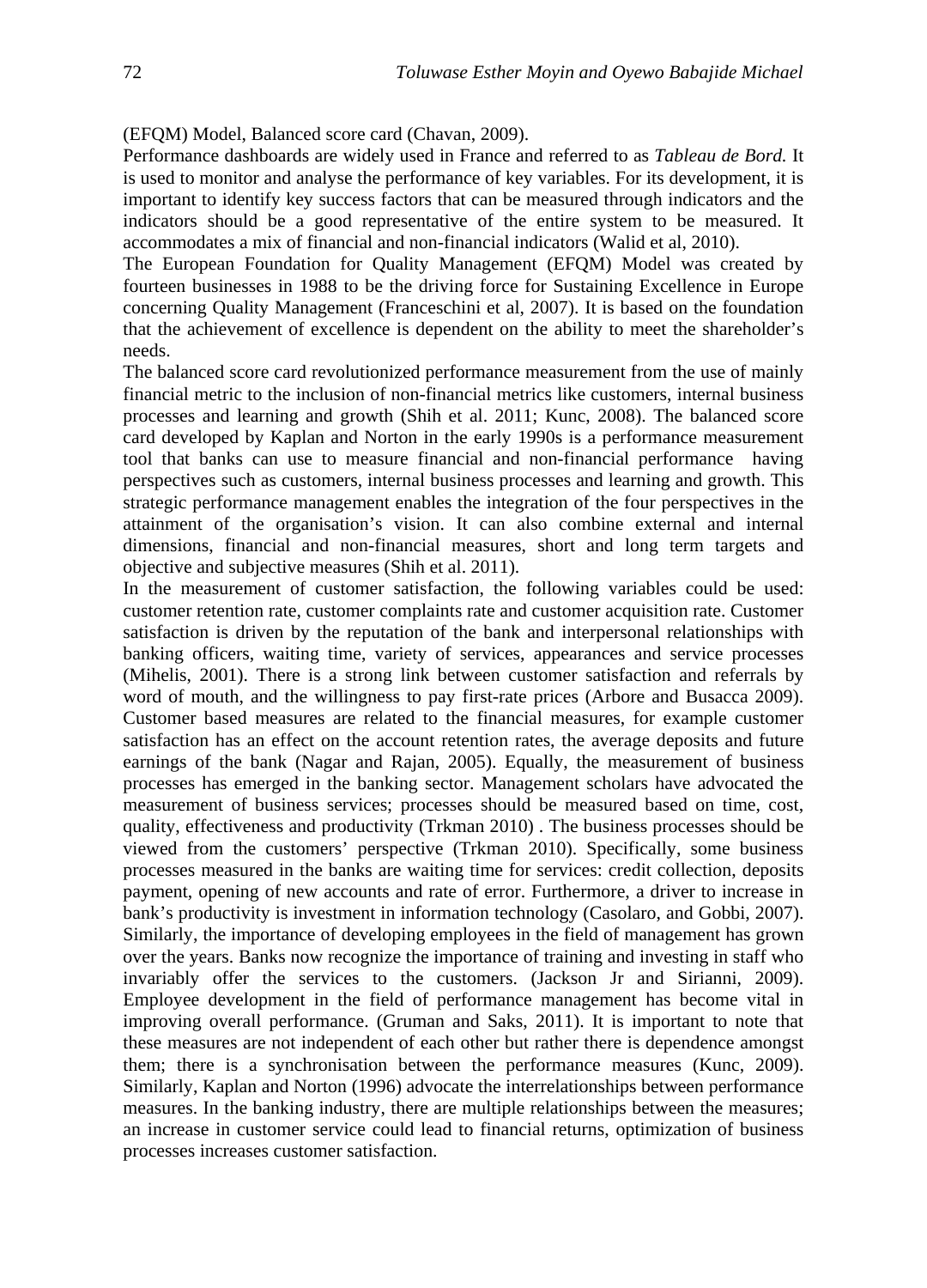(EFQM) Model, Balanced score card (Chavan, 2009).

Performance dashboards are widely used in France and referred to as *Tableau de Bord.* It is used to monitor and analyse the performance of key variables. For its development, it is important to identify key success factors that can be measured through indicators and the indicators should be a good representative of the entire system to be measured. It accommodates a mix of financial and non-financial indicators (Walid et al, 2010).

The European Foundation for Quality Management (EFQM) Model was created by fourteen businesses in 1988 to be the driving force for Sustaining Excellence in Europe concerning Quality Management (Franceschini et al, 2007). It is based on the foundation that the achievement of excellence is dependent on the ability to meet the shareholder's needs.

The balanced score card revolutionized performance measurement from the use of mainly financial metric to the inclusion of non-financial metrics like customers, internal business processes and learning and growth (Shih et al. 2011; Kunc, 2008). The balanced score card developed by Kaplan and Norton in the early 1990s is a performance measurement tool that banks can use to measure financial and non-financial performance having perspectives such as customers, internal business processes and learning and growth. This strategic performance management enables the integration of the four perspectives in the attainment of the organisation's vision. It can also combine external and internal dimensions, financial and non-financial measures, short and long term targets and objective and subjective measures (Shih et al. 2011).

In the measurement of customer satisfaction, the following variables could be used: customer retention rate, customer complaints rate and customer acquisition rate. Customer satisfaction is driven by the reputation of the bank and interpersonal relationships with banking officers, waiting time, variety of services, appearances and service processes (Mihelis, 2001). There is a strong link between customer satisfaction and referrals by word of mouth, and the willingness to pay first-rate prices (Arbore and Busacca 2009). Customer based measures are related to the financial measures, for example customer satisfaction has an effect on the account retention rates, the average deposits and future earnings of the bank (Nagar and Rajan, 2005). Equally, the measurement of business processes has emerged in the banking sector. Management scholars have advocated the measurement of business services; processes should be measured based on time, cost, quality, effectiveness and productivity (Trkman 2010) . The business processes should be viewed from the customers' perspective (Trkman 2010). Specifically, some business processes measured in the banks are waiting time for services: credit collection, deposits payment, opening of new accounts and rate of error. Furthermore, a driver to increase in bank's productivity is investment in information technology (Casolaro, and Gobbi, 2007). Similarly, the importance of developing employees in the field of management has grown over the years. Banks now recognize the importance of training and investing in staff who invariably offer the services to the customers. (Jackson Jr and Sirianni, 2009). Employee development in the field of performance management has become vital in improving overall performance. (Gruman and Saks, 2011). It is important to note that these measures are not independent of each other but rather there is dependence amongst them; there is a synchronisation between the performance measures (Kunc, 2009). Similarly, Kaplan and Norton (1996) advocate the interrelationships between performance measures. In the banking industry, there are multiple relationships between the measures; an increase in customer service could lead to financial returns, optimization of business processes increases customer satisfaction.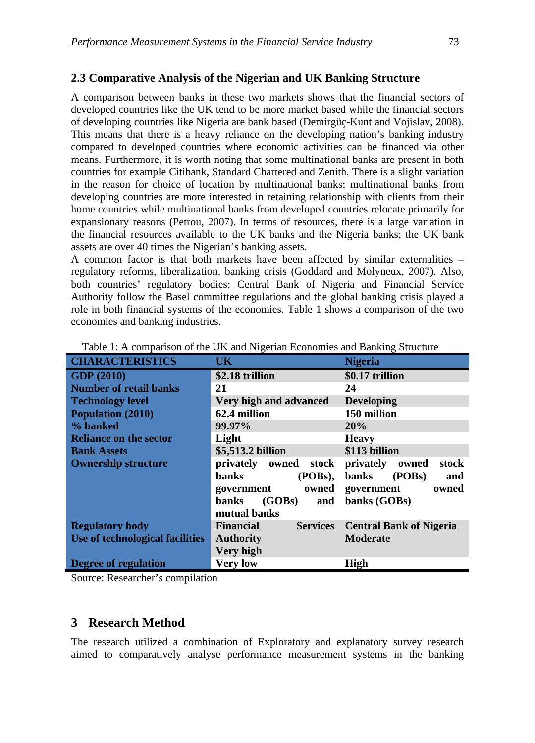## 2.3 Comparative Analysis of the Nigerian and UK Banking Structure

A comparison between banks in these two markets shows that the financial sectors of developed countries like the UK tend to be more market based while the financial sectors of developing countries like Nigeria are bank based (Demirgüç-Kunt and Vojislav, 2008). This means that there is a heavy reliance on the developing nation's banking industry compared to developed countries where economic activities can be financed via other means. Furthermore, it is worth noting that some multinational banks are present in both countries for example Citibank, Standard Chartered and Zenith. There is a slight variation in the reason for choice of location by multinational banks; multinational banks from developing countries are more interested in retaining relationship with clients from their home countries while multinational banks from developed countries relocate primarily for expansionary reasons (Petrou, 2007). In terms of resources, there is a large variation in the financial resources available to the UK banks and the Nigeria banks; the UK bank assets are over 40 times the Nigerian's banking assets.

A common factor is that both markets have been affected by similar externalities – regulatory reforms, liberalization, banking crisis (Goddard and Molyneux, 2007). Also, both countries' regulatory bodies; Central Bank of Nigeria and Financial Service Authority follow the Basel committee regulations and the global banking crisis played a role in both financial systems of the economies. Table 1 shows a comparison of the two economies and banking industries.

Table 1: A comparison of the UK and Nigerian Economies and Banking Structure

| CHARACTERISTICS | UK | Nigeria |
|---|---|---|
| GDP (2010) | $2.18 trillion | $0.17 trillion |
| Number of retail banks | 21 | 24 |
| Technology level | Very high and advanced | Developing |
| Population (2010) | 62.4 million | 150 million |
| % banked | 99.97% | 20% |
| Reliance on the sector | Light | Heavy |
| Bank Assets | $5,513.2 billion | $113 billion |
| Ownership structure | privately owned stock banks (POBs), government owned banks (GOBs) and mutual banks | privately owned stock banks (POBs) and government owned banks (GOBs) |
| Regulatory body | Financial Services Authority | Central Bank of Nigeria |
| Use of technological facilities | Very high | Moderate |
| Degree of regulation | Very low | High |

Source: Researcher's compilation

# 3 Research Method

The research utilized a combination of Exploratory and explanatory survey research aimed to comparatively analyse performance measurement systems in the banking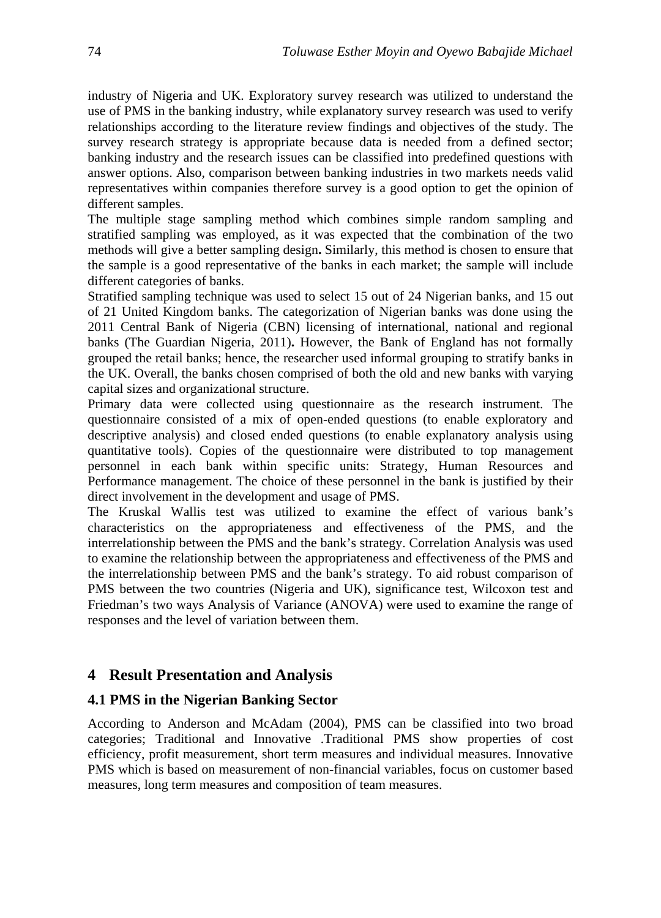industry of Nigeria and UK. Exploratory survey research was utilized to understand the use of PMS in the banking industry, while explanatory survey research was used to verify relationships according to the literature review findings and objectives of the study. The survey research strategy is appropriate because data is needed from a defined sector; banking industry and the research issues can be classified into predefined questions with answer options. Also, comparison between banking industries in two markets needs valid representatives within companies therefore survey is a good option to get the opinion of different samples.

The multiple stage sampling method which combines simple random sampling and stratified sampling was employed, as it was expected that the combination of the two methods will give a better sampling design**.** Similarly, this method is chosen to ensure that the sample is a good representative of the banks in each market; the sample will include different categories of banks.

Stratified sampling technique was used to select 15 out of 24 Nigerian banks, and 15 out of 21 United Kingdom banks. The categorization of Nigerian banks was done using the 2011 Central Bank of Nigeria (CBN) licensing of international, national and regional banks (The Guardian Nigeria, 2011)**.** However, the Bank of England has not formally grouped the retail banks; hence, the researcher used informal grouping to stratify banks in the UK. Overall, the banks chosen comprised of both the old and new banks with varying capital sizes and organizational structure.

Primary data were collected using questionnaire as the research instrument. The questionnaire consisted of a mix of open-ended questions (to enable exploratory and descriptive analysis) and closed ended questions (to enable explanatory analysis using quantitative tools). Copies of the questionnaire were distributed to top management personnel in each bank within specific units: Strategy, Human Resources and Performance management. The choice of these personnel in the bank is justified by their direct involvement in the development and usage of PMS.

The Kruskal Wallis test was utilized to examine the effect of various bank's characteristics on the appropriateness and effectiveness of the PMS, and the interrelationship between the PMS and the bank's strategy. Correlation Analysis was used to examine the relationship between the appropriateness and effectiveness of the PMS and the interrelationship between PMS and the bank's strategy. To aid robust comparison of PMS between the two countries (Nigeria and UK), significance test, Wilcoxon test and Friedman's two ways Analysis of Variance (ANOVA) were used to examine the range of responses and the level of variation between them.

## 4 Result Presentation and Analysis

### 4.1 PMS in the Nigerian Banking Sector

According to Anderson and McAdam (2004), PMS can be classified into two broad categories; Traditional and Innovative .Traditional PMS show properties of cost efficiency, profit measurement, short term measures and individual measures. Innovative PMS which is based on measurement of non-financial variables, focus on customer based measures, long term measures and composition of team measures.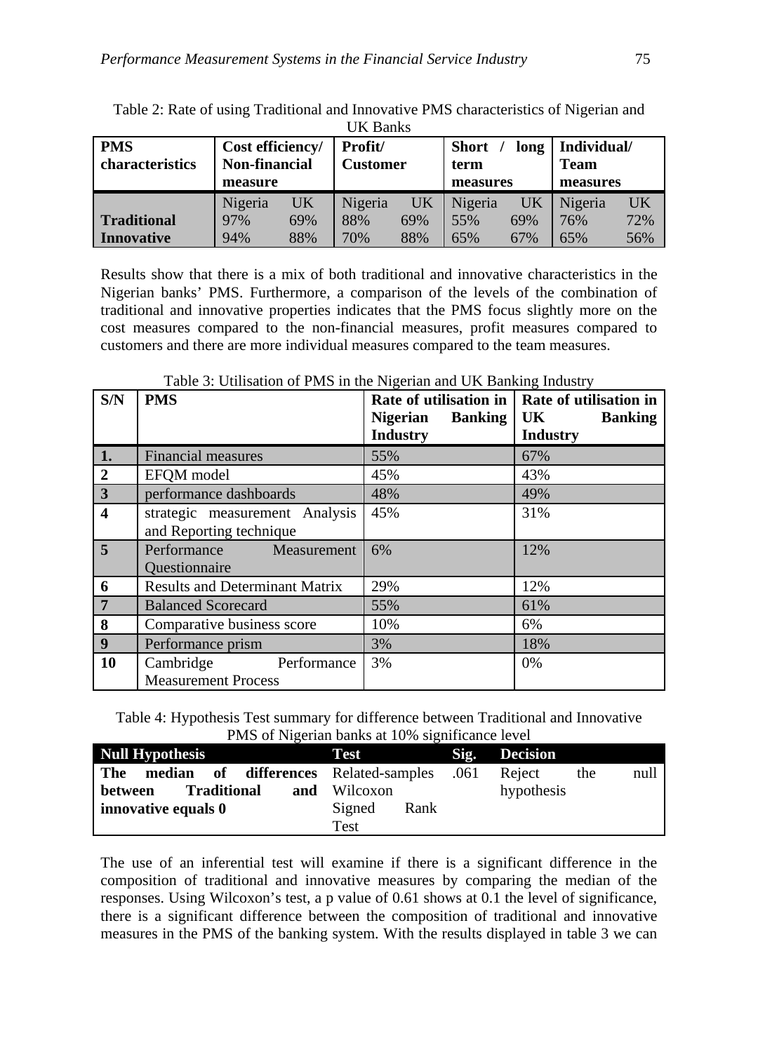Table 2: Rate of using Traditional and Innovative PMS characteristics of Nigerian and UK Banks

| **PMS characteristics** | **Cost efficiency/ Non-financial measure** | | **Profit/ Customer** | | **Short / long term measures** | | **Individual/ Team measures** | |
|---|---|---|---|---|---|---|---|---|
| | Nigeria | UK | Nigeria | UK | Nigeria | UK | Nigeria | UK |
| **Traditional** | 97% | 69% | 88% | 69% | 55% | 69% | 76% | 72% |
| **Innovative** | 94% | 88% | 70% | 88% | 65% | 67% | 65% | 56% |

Results show that there is a mix of both traditional and innovative characteristics in the Nigerian banks' PMS. Furthermore, a comparison of the levels of the combination of traditional and innovative properties indicates that the PMS focus slightly more on the cost measures compared to the non-financial measures, profit measures compared to customers and there are more individual measures compared to the team measures.

Table 3: Utilisation of PMS in the Nigerian and UK Banking Industry

| **S/N** | **PMS** | **Rate of utilisation in Nigerian Banking Industry** | **Rate of utilisation in UK Banking Industry** |
|---|---|---|---|
| **1.** | Financial measures | 55% | 67% |
| **2** | EFQM model | 45% | 43% |
| **3** | performance dashboards | 48% | 49% |
| **4** | strategic measurement Analysis and Reporting technique | 45% | 31% |
| **5** | Performance Measurement Questionnaire | 6% | 12% |
| **6** | Results and Determinant Matrix | 29% | 12% |
| **7** | Balanced Scorecard | 55% | 61% |
| **8** | Comparative business score | 10% | 6% |
| **9** | Performance prism | 3% | 18% |
| **10** | Cambridge Performance Measurement Process | 3% | 0% |

Table 4: Hypothesis Test summary for difference between Traditional and Innovative PMS of Nigerian banks at 10% significance level

| **Null Hypothesis** | **Test** | **Sig.** | **Decision** |
|---|---|---|---|
| **The median of differences between Traditional and innovative equals 0** | Related-samples Wilcoxon Signed Rank Test | .061 | Reject the null hypothesis |

The use of an inferential test will examine if there is a significant difference in the composition of traditional and innovative measures by comparing the median of the responses. Using Wilcoxon's test, a p value of 0.61 shows at 0.1 the level of significance, there is a significant difference between the composition of traditional and innovative measures in the PMS of the banking system. With the results displayed in table 3 we can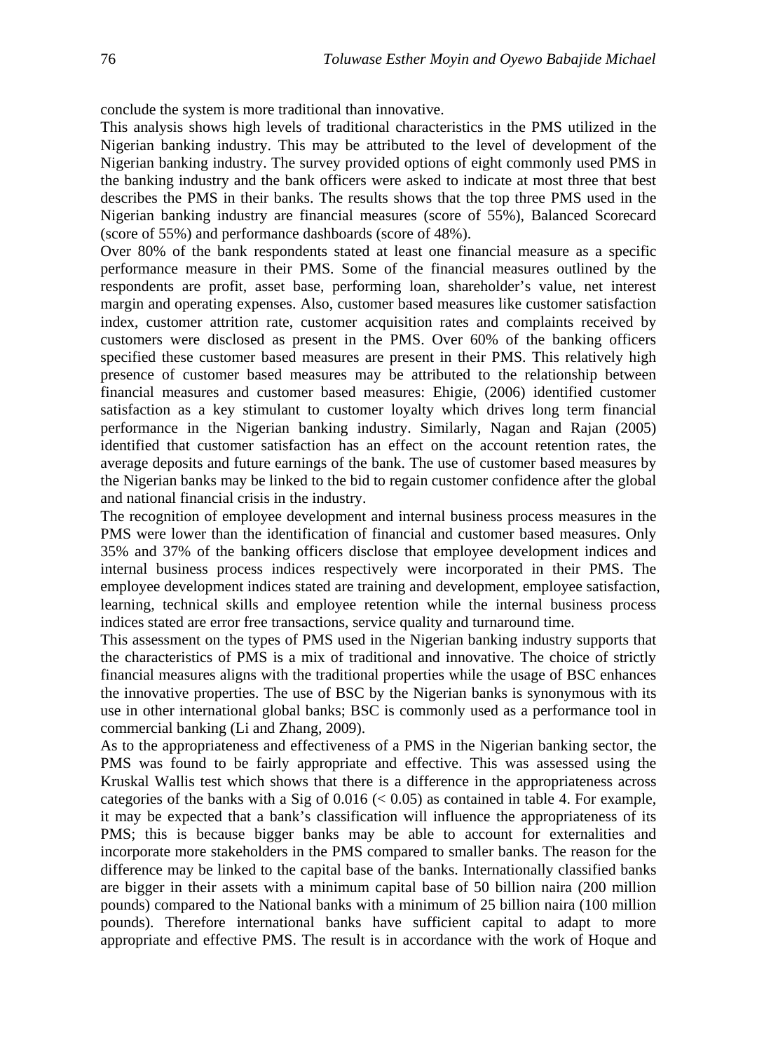conclude the system is more traditional than innovative.

This analysis shows high levels of traditional characteristics in the PMS utilized in the Nigerian banking industry. This may be attributed to the level of development of the Nigerian banking industry. The survey provided options of eight commonly used PMS in the banking industry and the bank officers were asked to indicate at most three that best describes the PMS in their banks. The results shows that the top three PMS used in the Nigerian banking industry are financial measures (score of 55%), Balanced Scorecard (score of 55%) and performance dashboards (score of 48%).

Over 80% of the bank respondents stated at least one financial measure as a specific performance measure in their PMS. Some of the financial measures outlined by the respondents are profit, asset base, performing loan, shareholder's value, net interest margin and operating expenses. Also, customer based measures like customer satisfaction index, customer attrition rate, customer acquisition rates and complaints received by customers were disclosed as present in the PMS. Over 60% of the banking officers specified these customer based measures are present in their PMS. This relatively high presence of customer based measures may be attributed to the relationship between financial measures and customer based measures: Ehigie, (2006) identified customer satisfaction as a key stimulant to customer loyalty which drives long term financial performance in the Nigerian banking industry. Similarly, Nagan and Rajan (2005) identified that customer satisfaction has an effect on the account retention rates, the average deposits and future earnings of the bank. The use of customer based measures by the Nigerian banks may be linked to the bid to regain customer confidence after the global and national financial crisis in the industry.

The recognition of employee development and internal business process measures in the PMS were lower than the identification of financial and customer based measures. Only 35% and 37% of the banking officers disclose that employee development indices and internal business process indices respectively were incorporated in their PMS. The employee development indices stated are training and development, employee satisfaction, learning, technical skills and employee retention while the internal business process indices stated are error free transactions, service quality and turnaround time.

This assessment on the types of PMS used in the Nigerian banking industry supports that the characteristics of PMS is a mix of traditional and innovative. The choice of strictly financial measures aligns with the traditional properties while the usage of BSC enhances the innovative properties. The use of BSC by the Nigerian banks is synonymous with its use in other international global banks; BSC is commonly used as a performance tool in commercial banking (Li and Zhang, 2009).

As to the appropriateness and effectiveness of a PMS in the Nigerian banking sector, the PMS was found to be fairly appropriate and effective. This was assessed using the Kruskal Wallis test which shows that there is a difference in the appropriateness across categories of the banks with a Sig of 0.016 ($< 0.05$) as contained in table 4. For example, it may be expected that a bank's classification will influence the appropriateness of its PMS; this is because bigger banks may be able to account for externalities and incorporate more stakeholders in the PMS compared to smaller banks. The reason for the difference may be linked to the capital base of the banks. Internationally classified banks are bigger in their assets with a minimum capital base of 50 billion naira (200 million pounds) compared to the National banks with a minimum of 25 billion naira (100 million pounds). Therefore international banks have sufficient capital to adapt to more appropriate and effective PMS. The result is in accordance with the work of Hoque and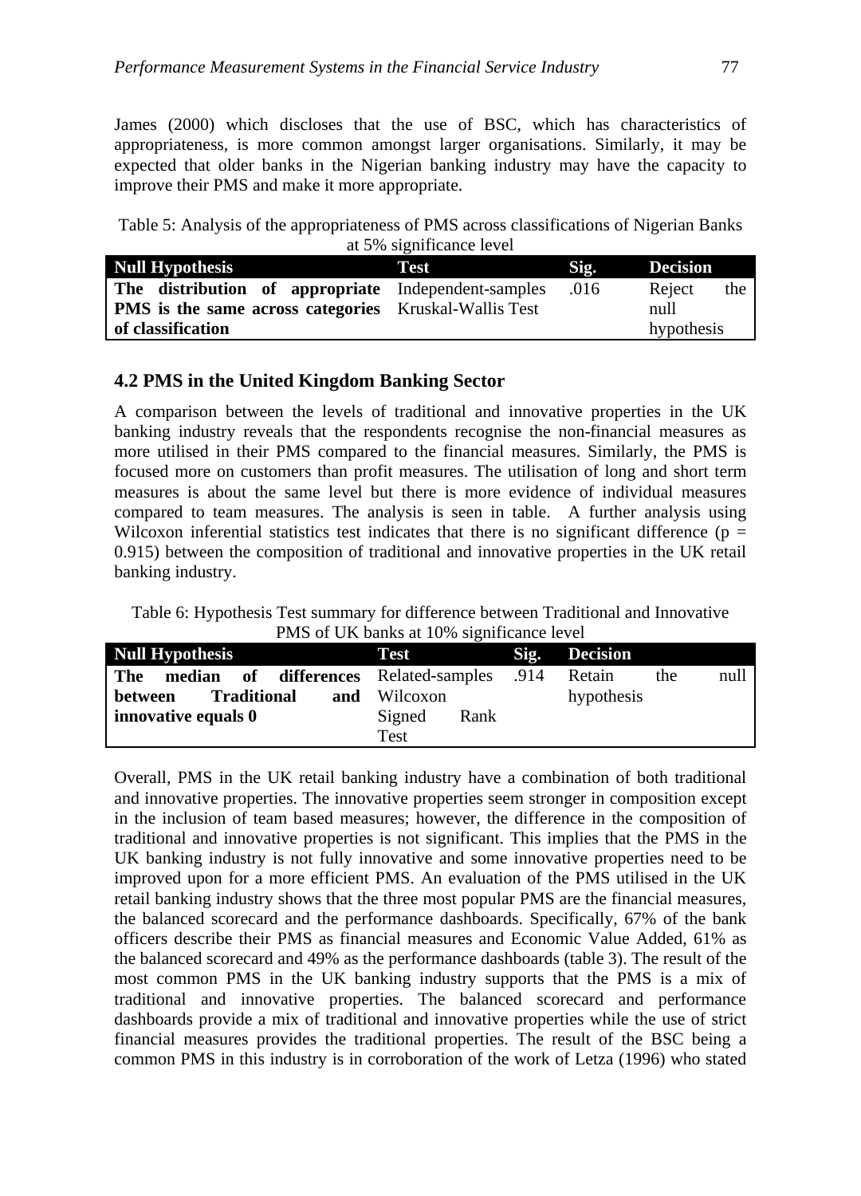James (2000) which discloses that the use of BSC, which has characteristics of appropriateness, is more common amongst larger organisations. Similarly, it may be expected that older banks in the Nigerian banking industry may have the capacity to improve their PMS and make it more appropriate.

Table 5: Analysis of the appropriateness of PMS across classifications of Nigerian Banks at 5% significance level

| Null Hypothesis | Test | Sig. | Decision |
|---|---|---|---|
| **The distribution of appropriate PMS is the same across categories of classification** | Independent-samples Kruskal-Wallis Test | .016 | Reject the null hypothesis |

## 4.2 PMS in the United Kingdom Banking Sector

A comparison between the levels of traditional and innovative properties in the UK banking industry reveals that the respondents recognise the non-financial measures as more utilised in their PMS compared to the financial measures. Similarly, the PMS is focused more on customers than profit measures. The utilisation of long and short term measures is about the same level but there is more evidence of individual measures compared to team measures. The analysis is seen in table. A further analysis using Wilcoxon inferential statistics test indicates that there is no significant difference ($p = 0.915$) between the composition of traditional and innovative properties in the UK retail banking industry.

Table 6: Hypothesis Test summary for difference between Traditional and Innovative PMS of UK banks at 10% significance level

| Null Hypothesis | Test | Sig. | Decision |
|---|---|---|---|
| **The median of differences between Traditional and innovative equals 0** | Related-samples Wilcoxon Signed Rank Test | .914 | Retain the null hypothesis |

Overall, PMS in the UK retail banking industry have a combination of both traditional and innovative properties. The innovative properties seem stronger in composition except in the inclusion of team based measures; however, the difference in the composition of traditional and innovative properties is not significant. This implies that the PMS in the UK banking industry is not fully innovative and some innovative properties need to be improved upon for a more efficient PMS. An evaluation of the PMS utilised in the UK retail banking industry shows that the three most popular PMS are the financial measures, the balanced scorecard and the performance dashboards. Specifically, 67% of the bank officers describe their PMS as financial measures and Economic Value Added, 61% as the balanced scorecard and 49% as the performance dashboards (table 3). The result of the most common PMS in the UK banking industry supports that the PMS is a mix of traditional and innovative properties. The balanced scorecard and performance dashboards provide a mix of traditional and innovative properties while the use of strict financial measures provides the traditional properties. The result of the BSC being a common PMS in this industry is in corroboration of the work of Letza (1996) who stated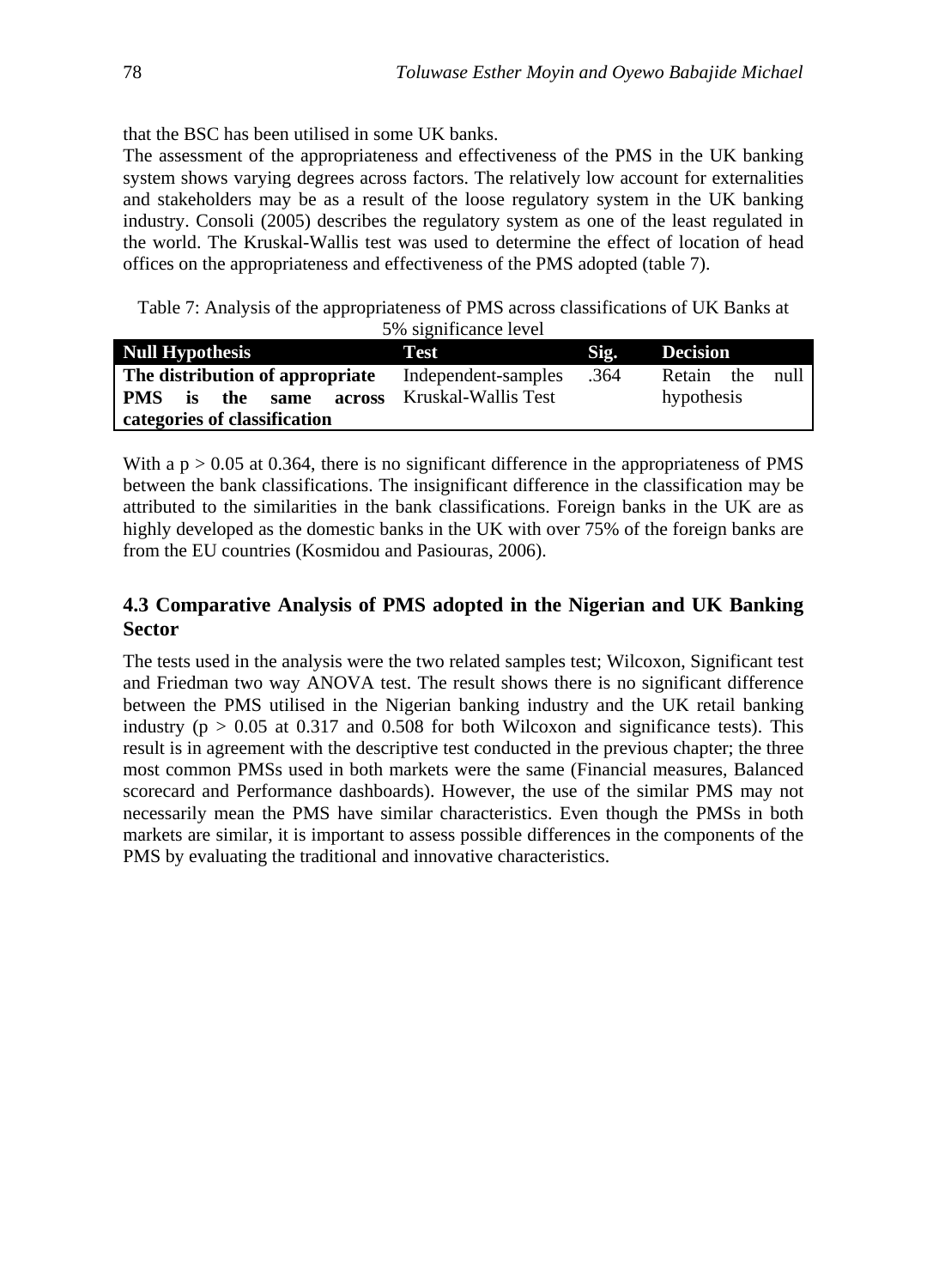that the BSC has been utilised in some UK banks.

The assessment of the appropriateness and effectiveness of the PMS in the UK banking system shows varying degrees across factors. The relatively low account for externalities and stakeholders may be as a result of the loose regulatory system in the UK banking industry. Consoli (2005) describes the regulatory system as one of the least regulated in the world. The Kruskal-Wallis test was used to determine the effect of location of head offices on the appropriateness and effectiveness of the PMS adopted (table 7).

Table 7: Analysis of the appropriateness of PMS across classifications of UK Banks at 5% significance level

| Null Hypothesis | Test | Sig. | Decision |
|---|---|---|---|
| **The distribution of appropriate PMS is the same across categories of classification** | Independent-samples Kruskal-Wallis Test | .364 | Retain the null hypothesis |

With a $p > 0.05$ at 0.364, there is no significant difference in the appropriateness of PMS between the bank classifications. The insignificant difference in the classification may be attributed to the similarities in the bank classifications. Foreign banks in the UK are as highly developed as the domestic banks in the UK with over 75% of the foreign banks are from the EU countries (Kosmidou and Pasiouras, 2006).

### 4.3 Comparative Analysis of PMS adopted in the Nigerian and UK Banking Sector

The tests used in the analysis were the two related samples test; Wilcoxon, Significant test and Friedman two way ANOVA test. The result shows there is no significant difference between the PMS utilised in the Nigerian banking industry and the UK retail banking industry ($p > 0.05$ at 0.317 and 0.508 for both Wilcoxon and significance tests). This result is in agreement with the descriptive test conducted in the previous chapter; the three most common PMSs used in both markets were the same (Financial measures, Balanced scorecard and Performance dashboards). However, the use of the similar PMS may not necessarily mean the PMS have similar characteristics. Even though the PMSs in both markets are similar, it is important to assess possible differences in the components of the PMS by evaluating the traditional and innovative characteristics.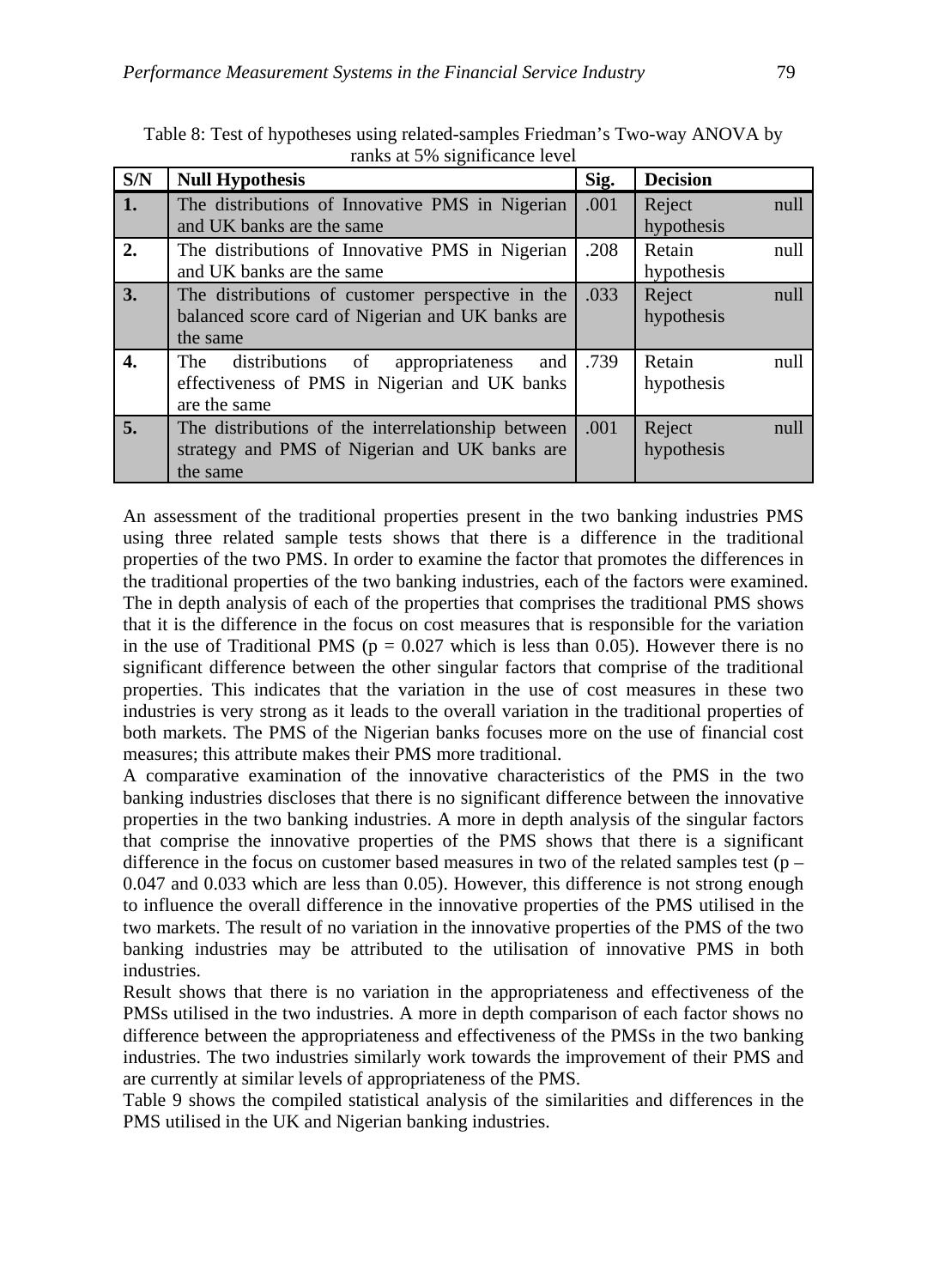Table 8: Test of hypotheses using related-samples Friedman's Two-way ANOVA by ranks at 5% significance level

| S/N | Null Hypothesis | Sig. | Decision |
|---|---|---|---|
| 1. | The distributions of Innovative PMS in Nigerian and UK banks are the same | .001 | Reject null hypothesis |
| 2. | The distributions of Innovative PMS in Nigerian and UK banks are the same | .208 | Retain null hypothesis |
| 3. | The distributions of customer perspective in the balanced score card of Nigerian and UK banks are the same | .033 | Reject null hypothesis |
| 4. | The distributions of appropriateness and effectiveness of PMS in Nigerian and UK banks are the same | .739 | Retain null hypothesis |
| 5. | The distributions of the interrelationship between strategy and PMS of Nigerian and UK banks are the same | .001 | Reject null hypothesis |

An assessment of the traditional properties present in the two banking industries PMS using three related sample tests shows that there is a difference in the traditional properties of the two PMS. In order to examine the factor that promotes the differences in the traditional properties of the two banking industries, each of the factors were examined. The in depth analysis of each of the properties that comprises the traditional PMS shows that it is the difference in the focus on cost measures that is responsible for the variation in the use of Traditional PMS ($p = 0.027$ which is less than 0.05). However there is no significant difference between the other singular factors that comprise of the traditional properties. This indicates that the variation in the use of cost measures in these two industries is very strong as it leads to the overall variation in the traditional properties of both markets. The PMS of the Nigerian banks focuses more on the use of financial cost measures; this attribute makes their PMS more traditional.

A comparative examination of the innovative characteristics of the PMS in the two banking industries discloses that there is no significant difference between the innovative properties in the two banking industries. A more in depth analysis of the singular factors that comprise the innovative properties of the PMS shows that there is a significant difference in the focus on customer based measures in two of the related samples test (p – 0.047 and 0.033 which are less than 0.05). However, this difference is not strong enough to influence the overall difference in the innovative properties of the PMS utilised in the two markets. The result of no variation in the innovative properties of the PMS of the two banking industries may be attributed to the utilisation of innovative PMS in both industries.

Result shows that there is no variation in the appropriateness and effectiveness of the PMSs utilised in the two industries. A more in depth comparison of each factor shows no difference between the appropriateness and effectiveness of the PMSs in the two banking industries. The two industries similarly work towards the improvement of their PMS and are currently at similar levels of appropriateness of the PMS.

Table 9 shows the compiled statistical analysis of the similarities and differences in the PMS utilised in the UK and Nigerian banking industries.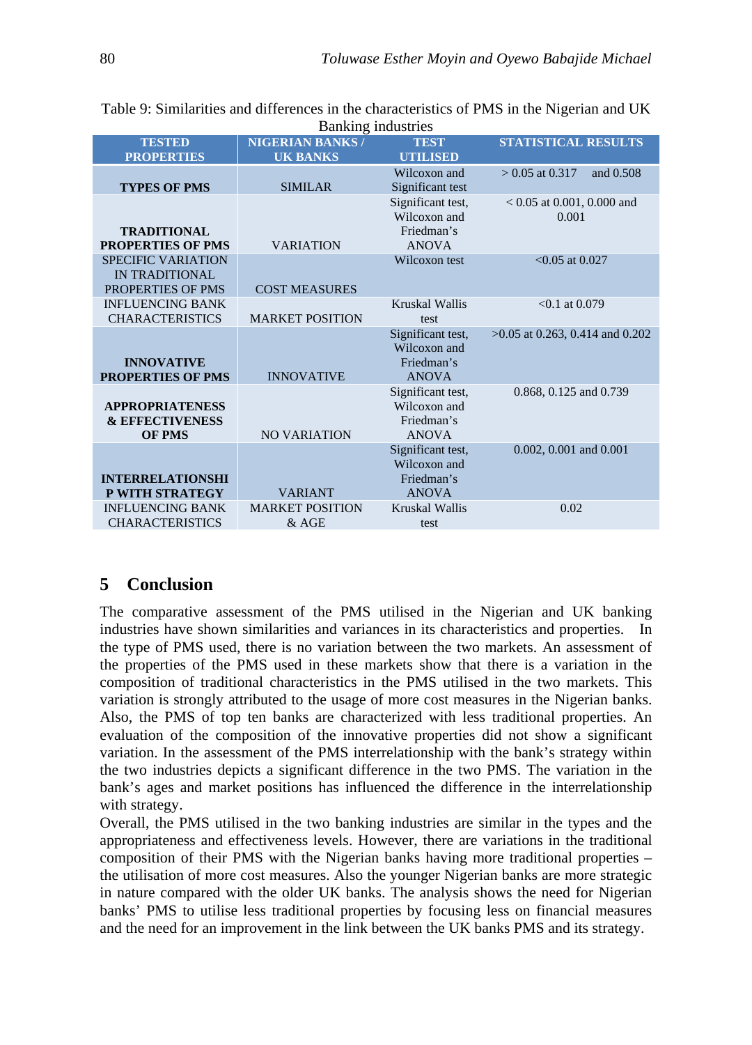Table 9: Similarities and differences in the characteristics of PMS in the Nigerian and UK Banking industries

| TESTED PROPERTIES | NIGERIAN BANKS / UK BANKS | TEST UTILISED | STATISTICAL RESULTS |
|---|---|---|---|
| **TYPES OF PMS** | SIMILAR | Wilcoxon and Significant test | > 0.05 at 0.317 and 0.508 |
| **TRADITIONAL PROPERTIES OF PMS** | VARIATION | Significant test, Wilcoxon and Friedman's ANOVA | < 0.05 at 0.001, 0.000 and 0.001 |
| SPECIFIC VARIATION IN TRADITIONAL PROPERTIES OF PMS | COST MEASURES | Wilcoxon test | <0.05 at 0.027 |
| INFLUENCING BANK CHARACTERISTICS | MARKET POSITION | Kruskal Wallis test | <0.1 at 0.079 |
| **INNOVATIVE PROPERTIES OF PMS** | INNOVATIVE | Significant test, Wilcoxon and Friedman's ANOVA | >0.05 at 0.263, 0.414 and 0.202 |
| **APPROPRIATENESS & EFFECTIVENESS OF PMS** | NO VARIATION | Significant test, Wilcoxon and Friedman's ANOVA | 0.868, 0.125 and 0.739 |
| **INTERRELATIONSHIP WITH STRATEGY** | VARIANT | Significant test, Wilcoxon and Friedman's ANOVA | 0.002, 0.001 and 0.001 |
| INFLUENCING BANK CHARACTERISTICS | MARKET POSITION & AGE | Kruskal Wallis test | 0.02 |

## 5 Conclusion

The comparative assessment of the PMS utilised in the Nigerian and UK banking industries have shown similarities and variances in its characteristics and properties. In the type of PMS used, there is no variation between the two markets. An assessment of the properties of the PMS used in these markets show that there is a variation in the composition of traditional characteristics in the PMS utilised in the two markets. This variation is strongly attributed to the usage of more cost measures in the Nigerian banks. Also, the PMS of top ten banks are characterized with less traditional properties. An evaluation of the composition of the innovative properties did not show a significant variation. In the assessment of the PMS interrelationship with the bank's strategy within the two industries depicts a significant difference in the two PMS. The variation in the bank's ages and market positions has influenced the difference in the interrelationship with strategy.

Overall, the PMS utilised in the two banking industries are similar in the types and the appropriateness and effectiveness levels. However, there are variations in the traditional composition of their PMS with the Nigerian banks having more traditional properties – the utilisation of more cost measures. Also the younger Nigerian banks are more strategic in nature compared with the older UK banks. The analysis shows the need for Nigerian banks' PMS to utilise less traditional properties by focusing less on financial measures and the need for an improvement in the link between the UK banks PMS and its strategy.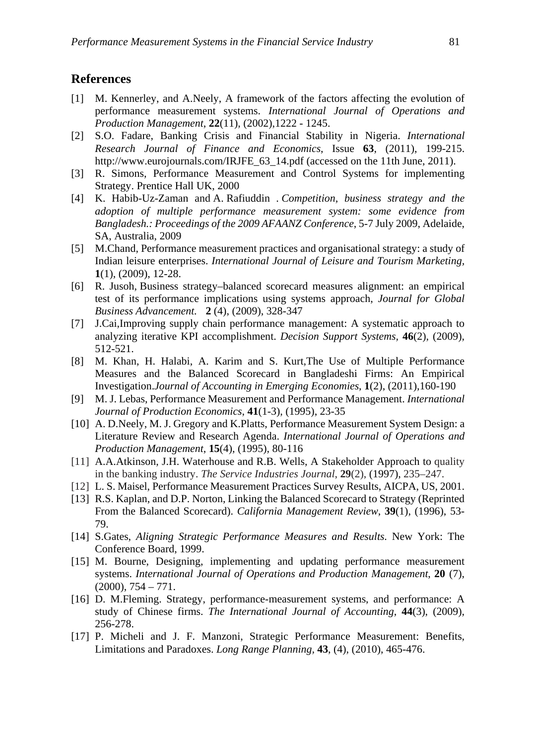## References

[1] M. Kennerley, and A.Neely, A framework of the factors affecting the evolution of performance measurement systems. *International Journal of Operations and Production Management*, **22**(11), (2002),1222 - 1245.

[2] S.O. Fadare, Banking Crisis and Financial Stability in Nigeria. *International Research Journal of Finance and Economics*, Issue **63**, (2011), 199-215. http://www.eurojournals.com/IRJFE_63_14.pdf (accessed on the 11th June, 2011).

[3] R. Simons, Performance Measurement and Control Systems for implementing Strategy. Prentice Hall UK, 2000

[4] K. Habib-Uz-Zaman and A. Rafiuddin . *Competition, business strategy and the adoption of multiple performance measurement system: some evidence from Bangladesh.: Proceedings of the 2009 AFAANZ Conference*, 5-7 July 2009, Adelaide, SA, Australia, 2009

[5] M.Chand, Performance measurement practices and organisational strategy: a study of Indian leisure enterprises. *International Journal of Leisure and Tourism Marketing*, **1**(1), (2009), 12-28.

[6] R. Jusoh, Business strategy–balanced scorecard measures alignment: an empirical test of its performance implications using systems approach, *Journal for Global Business Advancement*. **2** (4), (2009), 328-347

[7] J.Cai,Improving supply chain performance management: A systematic approach to analyzing iterative KPI accomplishment. *Decision Support Systems*, **46**(2), (2009), 512-521.

[8] M. Khan, H. Halabi, A. Karim and S. Kurt,The Use of Multiple Performance Measures and the Balanced Scorecard in Bangladeshi Firms: An Empirical Investigation.*Journal of Accounting in Emerging Economies*, **1**(2), (2011),160-190

[9] M. J. Lebas, Performance Measurement and Performance Management. *International Journal of Production Economics*, **41**(1-3), (1995), 23-35

[10] A. D.Neely, M. J. Gregory and K.Platts, Performance Measurement System Design: a Literature Review and Research Agenda. *International Journal of Operations and Production Management*, **15**(4), (1995), 80-116

[11] A.A.Atkinson, J.H. Waterhouse and R.B. Wells, A Stakeholder Approach to quality in the banking industry. *The Service Industries Journal*, **29**(2), (1997), 235–247.

[12] L. S. Maisel, Performance Measurement Practices Survey Results, AICPA, US, 2001.

[13] R.S. Kaplan, and D.P. Norton, Linking the Balanced Scorecard to Strategy (Reprinted From the Balanced Scorecard). *California Management Review*, **39**(1), (1996), 53-79.

[14] S.Gates, *Aligning Strategic Performance Measures and Results.* New York: The Conference Board, 1999.

[15] M. Bourne, Designing, implementing and updating performance measurement systems. *International Journal of Operations and Production Management*, **20** (7), (2000), 754 – 771.

[16] D. M.Fleming. Strategy, performance-measurement systems, and performance: A study of Chinese firms. *The International Journal of Accounting*, **44**(3), (2009), 256-278.

[17] P. Micheli and J. F. Manzoni, Strategic Performance Measurement: Benefits, Limitations and Paradoxes. *Long Range Planning*, **43**, (4), (2010), 465-476.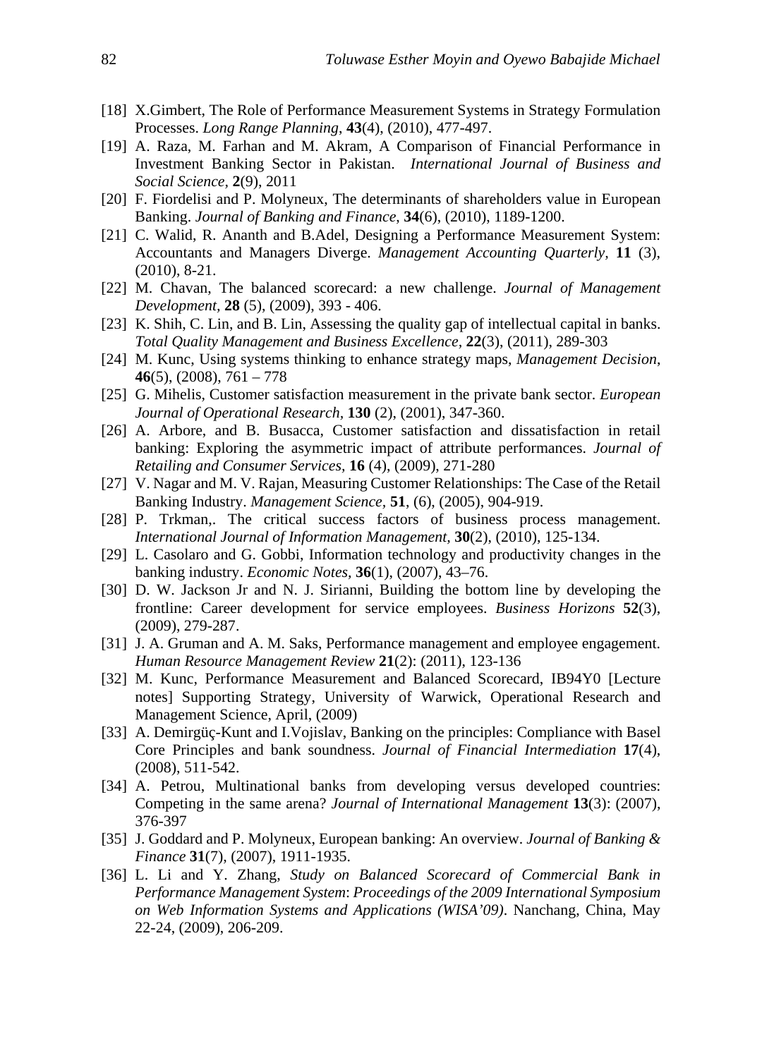[18] X.Gimbert, The Role of Performance Measurement Systems in Strategy Formulation Processes. *Long Range Planning*, **43**(4), (2010), 477-497.

[19] A. Raza, M. Farhan and M. Akram, A Comparison of Financial Performance in Investment Banking Sector in Pakistan. *International Journal of Business and Social Science*, **2**(9), 2011

[20] F. Fiordelisi and P. Molyneux, The determinants of shareholders value in European Banking. *Journal of Banking and Finance*, **34**(6), (2010), 1189-1200.

[21] C. Walid, R. Ananth and B.Adel, Designing a Performance Measurement System: Accountants and Managers Diverge. *Management Accounting Quarterly*, **11** (3), (2010), 8-21.

[22] M. Chavan, The balanced scorecard: a new challenge. *Journal of Management Development*, **28** (5), (2009), 393 - 406.

[23] K. Shih, C. Lin, and B. Lin, Assessing the quality gap of intellectual capital in banks. *Total Quality Management and Business Excellence*, **22**(3), (2011), 289-303

[24] M. Kunc, Using systems thinking to enhance strategy maps, *Management Decision*, **46**(5), (2008), 761 – 778

[25] G. Mihelis, Customer satisfaction measurement in the private bank sector. *European Journal of Operational Research*, **130** (2), (2001), 347-360.

[26] A. Arbore, and B. Busacca, Customer satisfaction and dissatisfaction in retail banking: Exploring the asymmetric impact of attribute performances. *Journal of Retailing and Consumer Services*, **16** (4), (2009), 271-280

[27] V. Nagar and M. V. Rajan, Measuring Customer Relationships: The Case of the Retail Banking Industry. *Management Science*, **51**, (6), (2005), 904-919.

[28] P. Trkman,. The critical success factors of business process management. *International Journal of Information Management*, **30**(2), (2010), 125-134.

[29] L. Casolaro and G. Gobbi, Information technology and productivity changes in the banking industry. *Economic Notes*, **36**(1), (2007), 43–76.

[30] D. W. Jackson Jr and N. J. Sirianni, Building the bottom line by developing the frontline: Career development for service employees. *Business Horizons* **52**(3), (2009), 279-287.

[31] J. A. Gruman and A. M. Saks, Performance management and employee engagement. *Human Resource Management Review* **21**(2): (2011), 123-136

[32] M. Kunc, Performance Measurement and Balanced Scorecard, IB94Y0 [Lecture notes] Supporting Strategy, University of Warwick, Operational Research and Management Science, April, (2009)

[33] A. Demirgüç-Kunt and I.Vojislav, Banking on the principles: Compliance with Basel Core Principles and bank soundness. *Journal of Financial Intermediation* **17**(4), (2008), 511-542.

[34] A. Petrou, Multinational banks from developing versus developed countries: Competing in the same arena? *Journal of International Management* **13**(3): (2007), 376-397

[35] J. Goddard and P. Molyneux, European banking: An overview. *Journal of Banking & Finance* **31**(7), (2007), 1911-1935.

[36] L. Li and Y. Zhang, *Study on Balanced Scorecard of Commercial Bank in Performance Management System*: *Proceedings of the 2009 International Symposium on Web Information Systems and Applications (WISA'09)*. Nanchang, China, May 22-24, (2009), 206-209.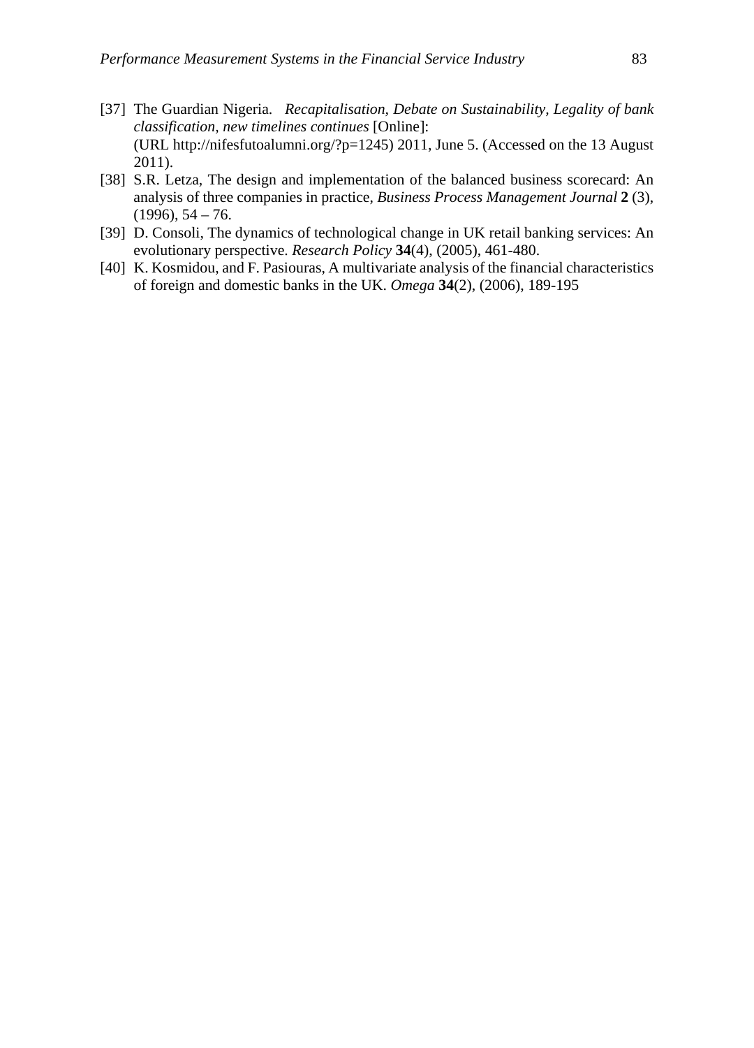[37] The Guardian Nigeria. *Recapitalisation, Debate on Sustainability, Legality of bank classification, new timelines continues* [Online]: (URL http://nifesfutoalumni.org/?p=1245) 2011, June 5. (Accessed on the 13 August 2011).

[38] S.R. Letza, The design and implementation of the balanced business scorecard: An analysis of three companies in practice, *Business Process Management Journal* **2** (3), (1996), 54 – 76.

[39] D. Consoli, The dynamics of technological change in UK retail banking services: An evolutionary perspective. *Research Policy* **34**(4), (2005), 461-480.

[40] K. Kosmidou, and F. Pasiouras, A multivariate analysis of the financial characteristics of foreign and domestic banks in the UK. *Omega* **34**(2), (2006), 189-195